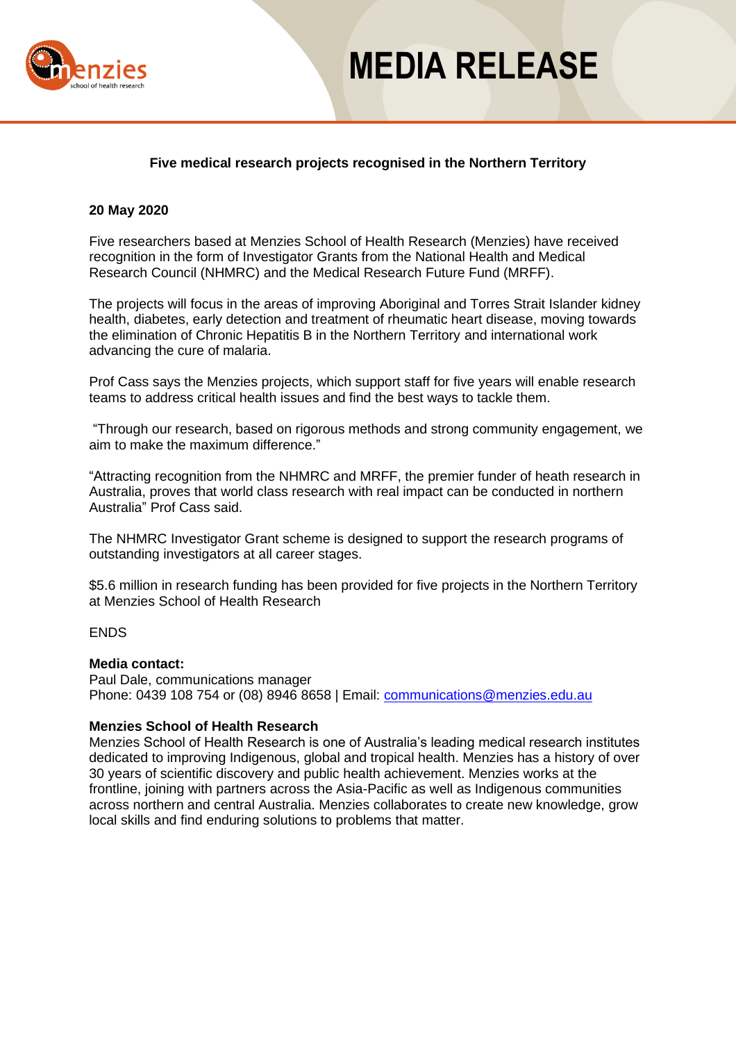# MEDIA RELEASE

## Five medical research projects recognised in the Northern Territory

**20 May 2020**

Five researchers based at Menzies School of Health Research (Menzies) have received recognition in the form of Investigator Grants from the National Health and Medical Research Council (NHMRC) and the Medical Research Future Fund (MRFF).

The projects will focus in the areas of improving Aboriginal and Torres Strait Islander kidney health, diabetes, early detection and treatment of rheumatic heart disease, moving towards the elimination of Chronic Hepatitis B in the Northern Territory and international work advancing the cure of malaria.

Prof Cass says the Menzies projects, which support staff for five years will enable research teams to address critical health issues and find the best ways to tackle them.

"Through our research, based on rigorous methods and strong community engagement, we aim to make the maximum difference."

"Attracting recognition from the NHMRC and MRFF, the premier funder of heath research in Australia, proves that world class research with real impact can be conducted in northern Australia" Prof Cass said.

The NHMRC Investigator Grant scheme is designed to support the research programs of outstanding investigators at all career stages.

$5.6 million in research funding has been provided for five projects in the Northern Territory at Menzies School of Health Research

ENDS

**Media contact:**
Paul Dale, communications manager
Phone: 0439 108 754 or (08) 8946 8658 | Email: communications@menzies.edu.au

**Menzies School of Health Research**
Menzies School of Health Research is one of Australia's leading medical research institutes dedicated to improving Indigenous, global and tropical health. Menzies has a history of over 30 years of scientific discovery and public health achievement. Menzies works at the frontline, joining with partners across the Asia-Pacific as well as Indigenous communities across northern and central Australia. Menzies collaborates to create new knowledge, grow local skills and find enduring solutions to problems that matter.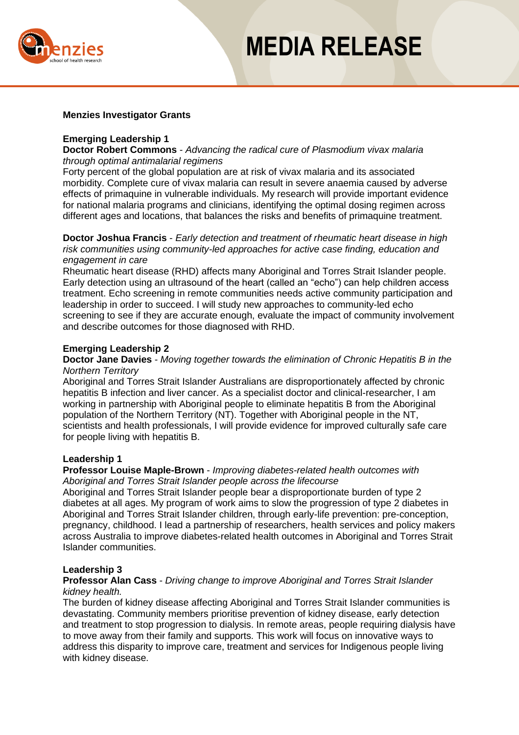# MEDIA RELEASE

**Menzies Investigator Grants**

**Emerging Leadership 1**

**Doctor Robert Commons** - *Advancing the radical cure of Plasmodium vivax malaria through optimal antimalarial regimens*

Forty percent of the global population are at risk of vivax malaria and its associated morbidity. Complete cure of vivax malaria can result in severe anaemia caused by adverse effects of primaquine in vulnerable individuals. My research will provide important evidence for national malaria programs and clinicians, identifying the optimal dosing regimen across different ages and locations, that balances the risks and benefits of primaquine treatment.

**Doctor Joshua Francis** - *Early detection and treatment of rheumatic heart disease in high risk communities using community-led approaches for active case finding, education and engagement in care*

Rheumatic heart disease (RHD) affects many Aboriginal and Torres Strait Islander people. Early detection using an ultrasound of the heart (called an "echo") can help children access treatment. Echo screening in remote communities needs active community participation and leadership in order to succeed. I will study new approaches to community-led echo screening to see if they are accurate enough, evaluate the impact of community involvement and describe outcomes for those diagnosed with RHD.

**Emerging Leadership 2**

**Doctor Jane Davies** - *Moving together towards the elimination of Chronic Hepatitis B in the Northern Territory*

Aboriginal and Torres Strait Islander Australians are disproportionately affected by chronic hepatitis B infection and liver cancer. As a specialist doctor and clinical-researcher, I am working in partnership with Aboriginal people to eliminate hepatitis B from the Aboriginal population of the Northern Territory (NT). Together with Aboriginal people in the NT, scientists and health professionals, I will provide evidence for improved culturally safe care for people living with hepatitis B.

**Leadership 1**

**Professor Louise Maple-Brown** - *Improving diabetes-related health outcomes with Aboriginal and Torres Strait Islander people across the lifecourse*

Aboriginal and Torres Strait Islander people bear a disproportionate burden of type 2 diabetes at all ages. My program of work aims to slow the progression of type 2 diabetes in Aboriginal and Torres Strait Islander children, through early-life prevention: pre-conception, pregnancy, childhood. I lead a partnership of researchers, health services and policy makers across Australia to improve diabetes-related health outcomes in Aboriginal and Torres Strait Islander communities.

**Leadership 3**

**Professor Alan Cass** - *Driving change to improve Aboriginal and Torres Strait Islander kidney health.*

The burden of kidney disease affecting Aboriginal and Torres Strait Islander communities is devastating. Community members prioritise prevention of kidney disease, early detection and treatment to stop progression to dialysis. In remote areas, people requiring dialysis have to move away from their family and supports. This work will focus on innovative ways to address this disparity to improve care, treatment and services for Indigenous people living with kidney disease.